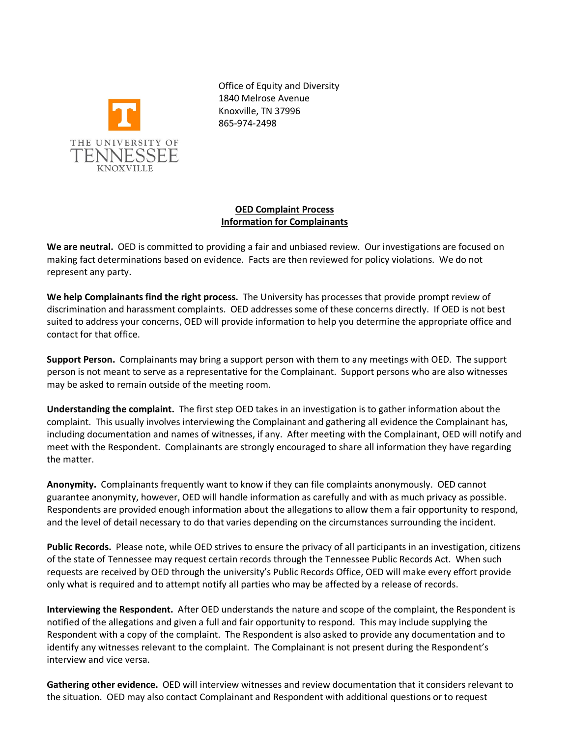THE UNIVERSITY OF TENNESSEE KNOXVILLE

Office of Equity and Diversity
1840 Melrose Avenue
Knoxville, TN 37996
865-974-2498

## OED Complaint Process
## Information for Complainants

**We are neutral.** OED is committed to providing a fair and unbiased review. Our investigations are focused on making fact determinations based on evidence. Facts are then reviewed for policy violations. We do not represent any party.

**We help Complainants find the right process.** The University has processes that provide prompt review of discrimination and harassment complaints. OED addresses some of these concerns directly. If OED is not best suited to address your concerns, OED will provide information to help you determine the appropriate office and contact for that office.

**Support Person.** Complainants may bring a support person with them to any meetings with OED. The support person is not meant to serve as a representative for the Complainant. Support persons who are also witnesses may be asked to remain outside of the meeting room.

**Understanding the complaint.** The first step OED takes in an investigation is to gather information about the complaint. This usually involves interviewing the Complainant and gathering all evidence the Complainant has, including documentation and names of witnesses, if any. After meeting with the Complainant, OED will notify and meet with the Respondent. Complainants are strongly encouraged to share all information they have regarding the matter.

**Anonymity.** Complainants frequently want to know if they can file complaints anonymously. OED cannot guarantee anonymity, however, OED will handle information as carefully and with as much privacy as possible. Respondents are provided enough information about the allegations to allow them a fair opportunity to respond, and the level of detail necessary to do that varies depending on the circumstances surrounding the incident.

**Public Records.** Please note, while OED strives to ensure the privacy of all participants in an investigation, citizens of the state of Tennessee may request certain records through the Tennessee Public Records Act. When such requests are received by OED through the university's Public Records Office, OED will make every effort provide only what is required and to attempt notify all parties who may be affected by a release of records.

**Interviewing the Respondent.** After OED understands the nature and scope of the complaint, the Respondent is notified of the allegations and given a full and fair opportunity to respond. This may include supplying the Respondent with a copy of the complaint. The Respondent is also asked to provide any documentation and to identify any witnesses relevant to the complaint. The Complainant is not present during the Respondent's interview and vice versa.

**Gathering other evidence.** OED will interview witnesses and review documentation that it considers relevant to the situation. OED may also contact Complainant and Respondent with additional questions or to request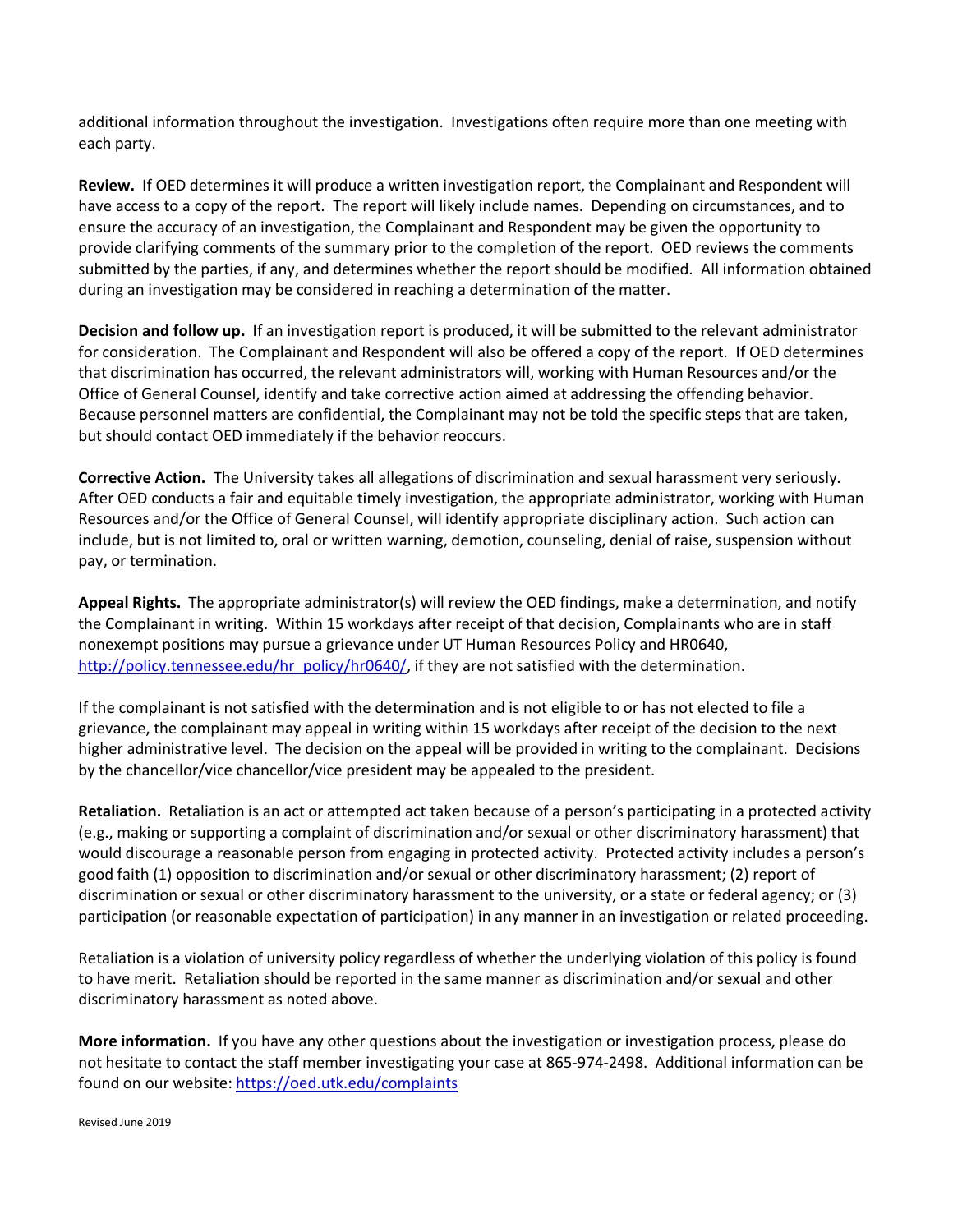additional information throughout the investigation. Investigations often require more than one meeting with each party.

**Review.** If OED determines it will produce a written investigation report, the Complainant and Respondent will have access to a copy of the report. The report will likely include names. Depending on circumstances, and to ensure the accuracy of an investigation, the Complainant and Respondent may be given the opportunity to provide clarifying comments of the summary prior to the completion of the report. OED reviews the comments submitted by the parties, if any, and determines whether the report should be modified. All information obtained during an investigation may be considered in reaching a determination of the matter.

**Decision and follow up.** If an investigation report is produced, it will be submitted to the relevant administrator for consideration. The Complainant and Respondent will also be offered a copy of the report. If OED determines that discrimination has occurred, the relevant administrators will, working with Human Resources and/or the Office of General Counsel, identify and take corrective action aimed at addressing the offending behavior. Because personnel matters are confidential, the Complainant may not be told the specific steps that are taken, but should contact OED immediately if the behavior reoccurs.

**Corrective Action.** The University takes all allegations of discrimination and sexual harassment very seriously. After OED conducts a fair and equitable timely investigation, the appropriate administrator, working with Human Resources and/or the Office of General Counsel, will identify appropriate disciplinary action. Such action can include, but is not limited to, oral or written warning, demotion, counseling, denial of raise, suspension without pay, or termination.

**Appeal Rights.** The appropriate administrator(s) will review the OED findings, make a determination, and notify the Complainant in writing. Within 15 workdays after receipt of that decision, Complainants who are in staff nonexempt positions may pursue a grievance under UT Human Resources Policy and HR0640, [http://policy.tennessee.edu/hr_policy/hr0640/](http://policy.tennessee.edu/hr_policy/hr0640/), if they are not satisfied with the determination.

If the complainant is not satisfied with the determination and is not eligible to or has not elected to file a grievance, the complainant may appeal in writing within 15 workdays after receipt of the decision to the next higher administrative level. The decision on the appeal will be provided in writing to the complainant. Decisions by the chancellor/vice chancellor/vice president may be appealed to the president.

**Retaliation.** Retaliation is an act or attempted act taken because of a person's participating in a protected activity (e.g., making or supporting a complaint of discrimination and/or sexual or other discriminatory harassment) that would discourage a reasonable person from engaging in protected activity. Protected activity includes a person's good faith (1) opposition to discrimination and/or sexual or other discriminatory harassment; (2) report of discrimination or sexual or other discriminatory harassment to the university, or a state or federal agency; or (3) participation (or reasonable expectation of participation) in any manner in an investigation or related proceeding.

Retaliation is a violation of university policy regardless of whether the underlying violation of this policy is found to have merit. Retaliation should be reported in the same manner as discrimination and/or sexual and other discriminatory harassment as noted above.

**More information.** If you have any other questions about the investigation or investigation process, please do not hesitate to contact the staff member investigating your case at 865-974-2498. Additional information can be found on our website: [https://oed.utk.edu/complaints](https://oed.utk.edu/complaints)

Revised June 2019